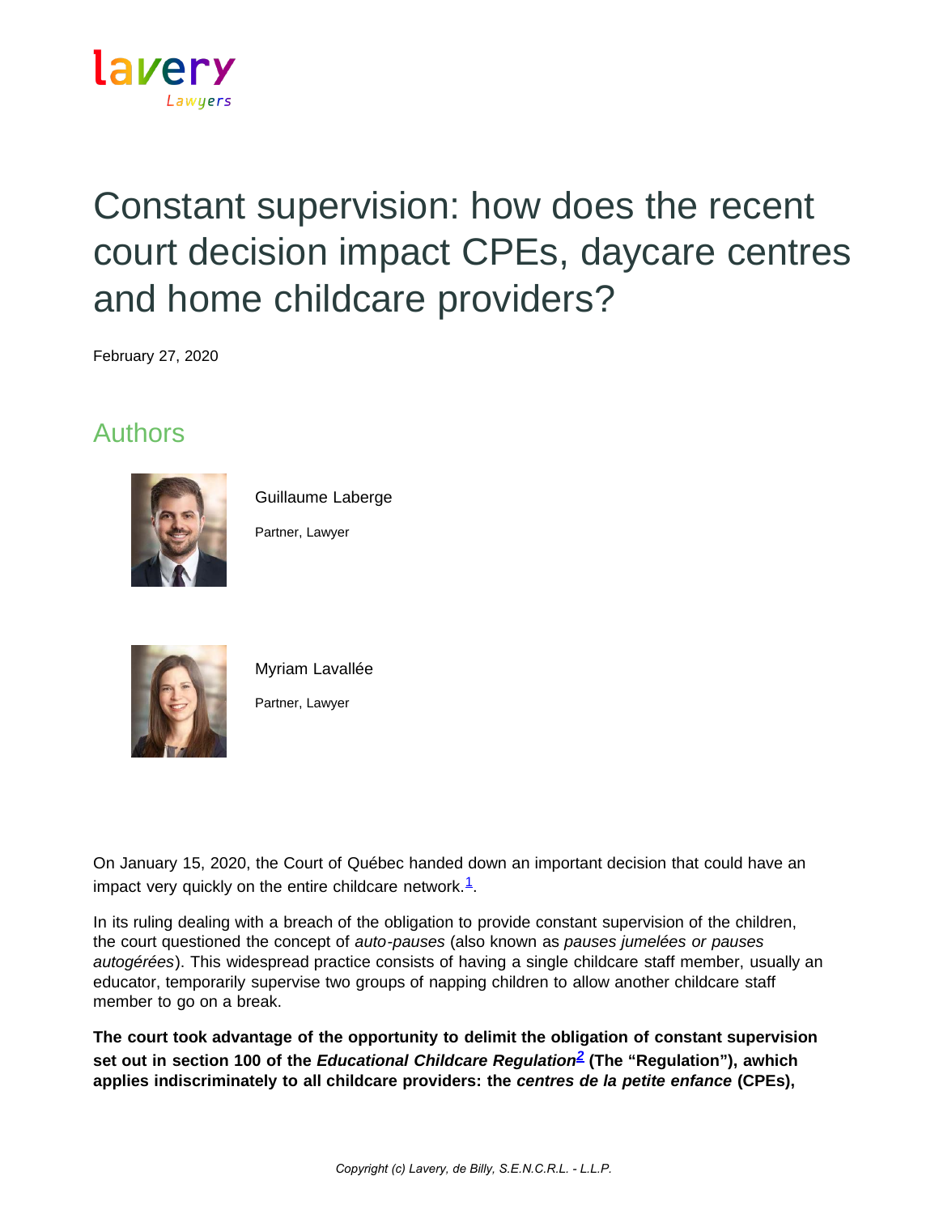# Constant supervision: how does the recent court decision impact CPEs, daycare centres and home childcare providers?

February 27, 2020

## Authors

Guillaume Laberge

Partner, Lawyer

Myriam Lavallée

Partner, Lawyer

On January 15, 2020, the Court of Québec handed down an important decision that could have an impact very quickly on the entire childcare network.[1].

In its ruling dealing with a breach of the obligation to provide constant supervision of the children, the court questioned the concept of *auto-pauses* (also known as *pauses jumelées or pauses autogérées*). This widespread practice consists of having a single childcare staff member, usually an educator, temporarily supervise two groups of napping children to allow another childcare staff member to go on a break.

**The court took advantage of the opportunity to delimit the obligation of constant supervision set out in section 100 of the *Educational Childcare Regulation*[2] (The "Regulation"), awhich applies indiscriminately to all childcare providers: the *centres de la petite enfance* (CPEs),**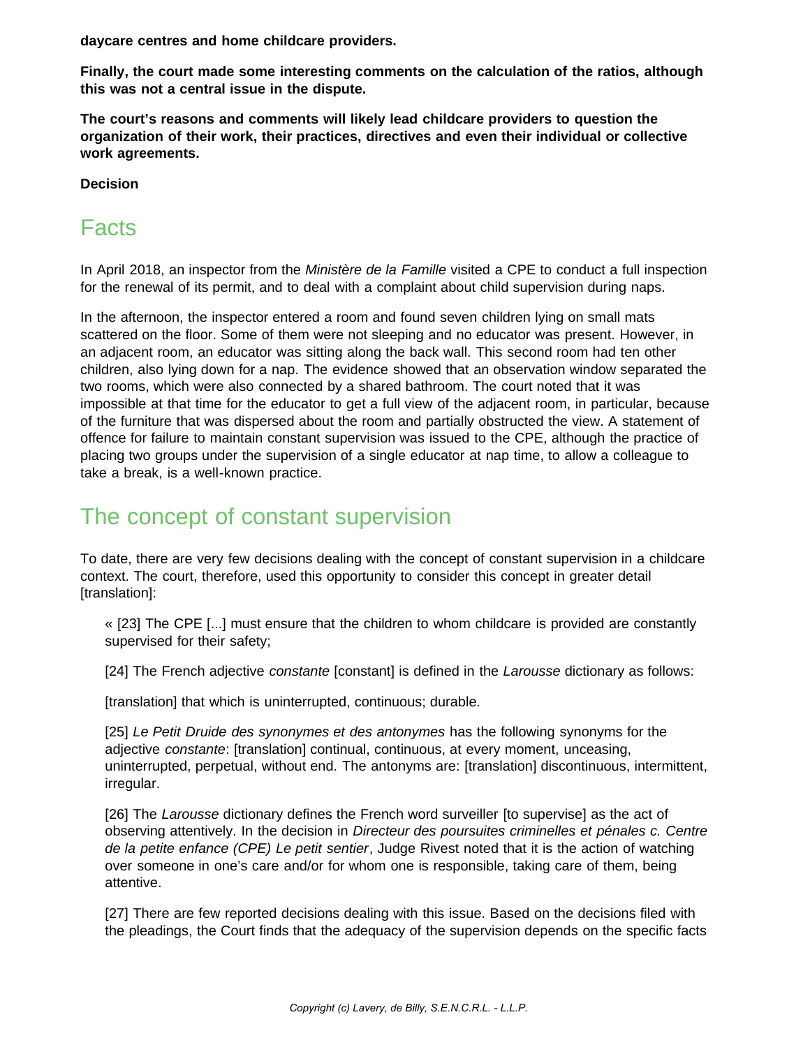**daycare centres and home childcare providers.**

**Finally, the court made some interesting comments on the calculation of the ratios, although this was not a central issue in the dispute.**

**The court's reasons and comments will likely lead childcare providers to question the organization of their work, their practices, directives and even their individual or collective work agreements.**

**Decision**

## Facts

In April 2018, an inspector from the *Ministère de la Famille* visited a CPE to conduct a full inspection for the renewal of its permit, and to deal with a complaint about child supervision during naps.

In the afternoon, the inspector entered a room and found seven children lying on small mats scattered on the floor. Some of them were not sleeping and no educator was present. However, in an adjacent room, an educator was sitting along the back wall. This second room had ten other children, also lying down for a nap. The evidence showed that an observation window separated the two rooms, which were also connected by a shared bathroom. The court noted that it was impossible at that time for the educator to get a full view of the adjacent room, in particular, because of the furniture that was dispersed about the room and partially obstructed the view. A statement of offence for failure to maintain constant supervision was issued to the CPE, although the practice of placing two groups under the supervision of a single educator at nap time, to allow a colleague to take a break, is a well-known practice.

## The concept of constant supervision

To date, there are very few decisions dealing with the concept of constant supervision in a childcare context. The court, therefore, used this opportunity to consider this concept in greater detail [translation]:

> « [23] The CPE [...] must ensure that the children to whom childcare is provided are constantly supervised for their safety;
>
> [24] The French adjective *constante* [constant] is defined in the *Larousse* dictionary as follows:
>
> [translation] that which is uninterrupted, continuous; durable.
>
> [25] *Le Petit Druide des synonymes et des antonymes* has the following synonyms for the adjective *constante*: [translation] continual, continuous, at every moment, unceasing, uninterrupted, perpetual, without end. The antonyms are: [translation] discontinuous, intermittent, irregular.
>
> [26] The *Larousse* dictionary defines the French word surveiller [to supervise] as the act of observing attentively. In the decision in *Directeur des poursuites criminelles et pénales c. Centre de la petite enfance (CPE) Le petit sentier*, Judge Rivest noted that it is the action of watching over someone in one's care and/or for whom one is responsible, taking care of them, being attentive.
>
> [27] There are few reported decisions dealing with this issue. Based on the decisions filed with the pleadings, the Court finds that the adequacy of the supervision depends on the specific facts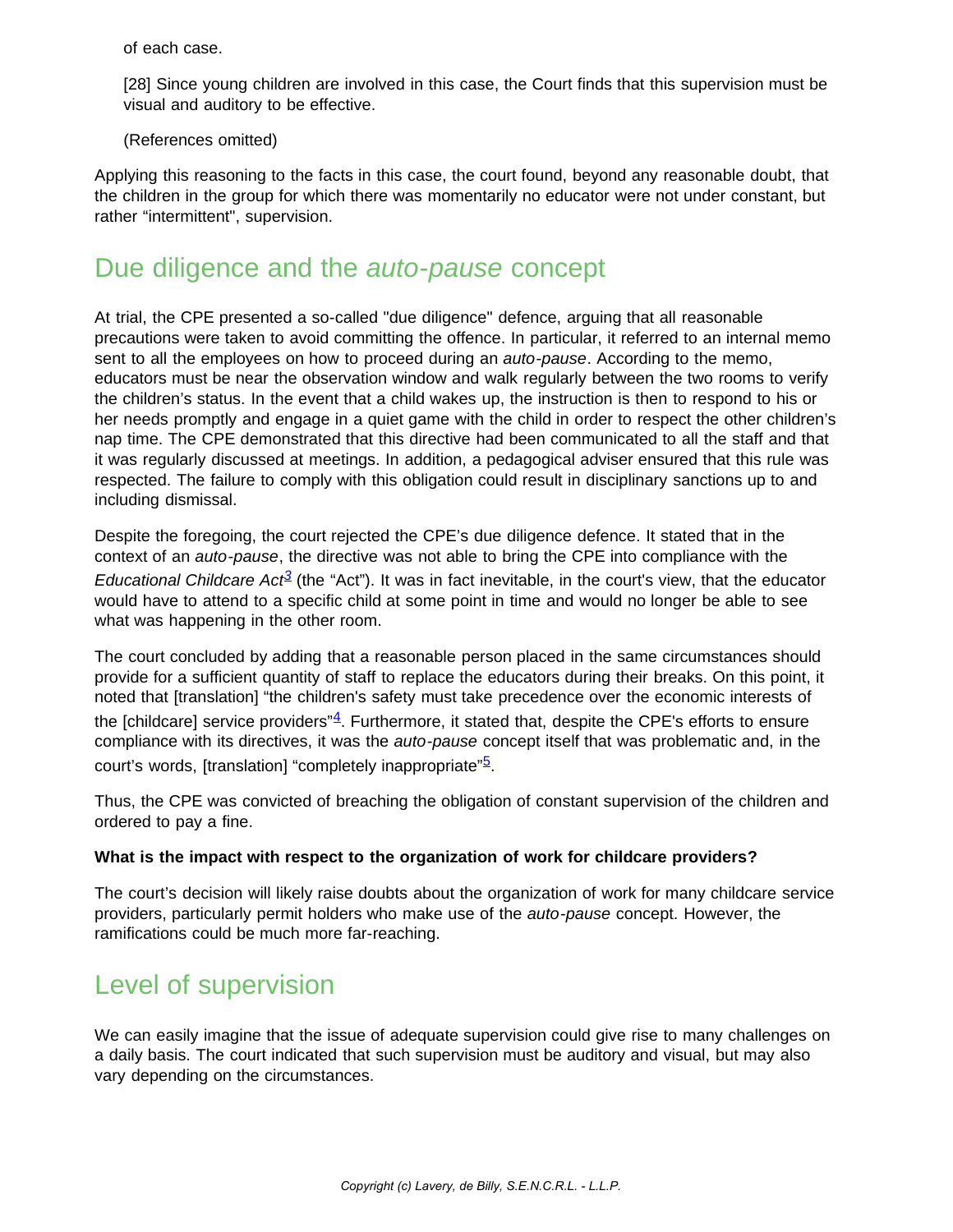of each case.

[28] Since young children are involved in this case, the Court finds that this supervision must be visual and auditory to be effective.

(References omitted)

Applying this reasoning to the facts in this case, the court found, beyond any reasonable doubt, that the children in the group for which there was momentarily no educator were not under constant, but rather "intermittent", supervision.

## Due diligence and the *auto-pause* concept

At trial, the CPE presented a so-called "due diligence" defence, arguing that all reasonable precautions were taken to avoid committing the offence. In particular, it referred to an internal memo sent to all the employees on how to proceed during an *auto-pause*. According to the memo, educators must be near the observation window and walk regularly between the two rooms to verify the children's status. In the event that a child wakes up, the instruction is then to respond to his or her needs promptly and engage in a quiet game with the child in order to respect the other children's nap time. The CPE demonstrated that this directive had been communicated to all the staff and that it was regularly discussed at meetings. In addition, a pedagogical adviser ensured that this rule was respected. The failure to comply with this obligation could result in disciplinary sanctions up to and including dismissal.

Despite the foregoing, the court rejected the CPE's due diligence defence. It stated that in the context of an *auto-pause*, the directive was not able to bring the CPE into compliance with the *Educational Childcare Act*[3] (the "Act"). It was in fact inevitable, in the court's view, that the educator would have to attend to a specific child at some point in time and would no longer be able to see what was happening in the other room.

The court concluded by adding that a reasonable person placed in the same circumstances should provide for a sufficient quantity of staff to replace the educators during their breaks. On this point, it noted that [translation] "the children's safety must take precedence over the economic interests of the [childcare] service providers"[4]. Furthermore, it stated that, despite the CPE's efforts to ensure compliance with its directives, it was the *auto-pause* concept itself that was problematic and, in the court's words, [translation] "completely inappropriate"[5].

Thus, the CPE was convicted of breaching the obligation of constant supervision of the children and ordered to pay a fine.

**What is the impact with respect to the organization of work for childcare providers?**

The court's decision will likely raise doubts about the organization of work for many childcare service providers, particularly permit holders who make use of the *auto-pause* concept. However, the ramifications could be much more far-reaching.

## Level of supervision

We can easily imagine that the issue of adequate supervision could give rise to many challenges on a daily basis. The court indicated that such supervision must be auditory and visual, but may also vary depending on the circumstances.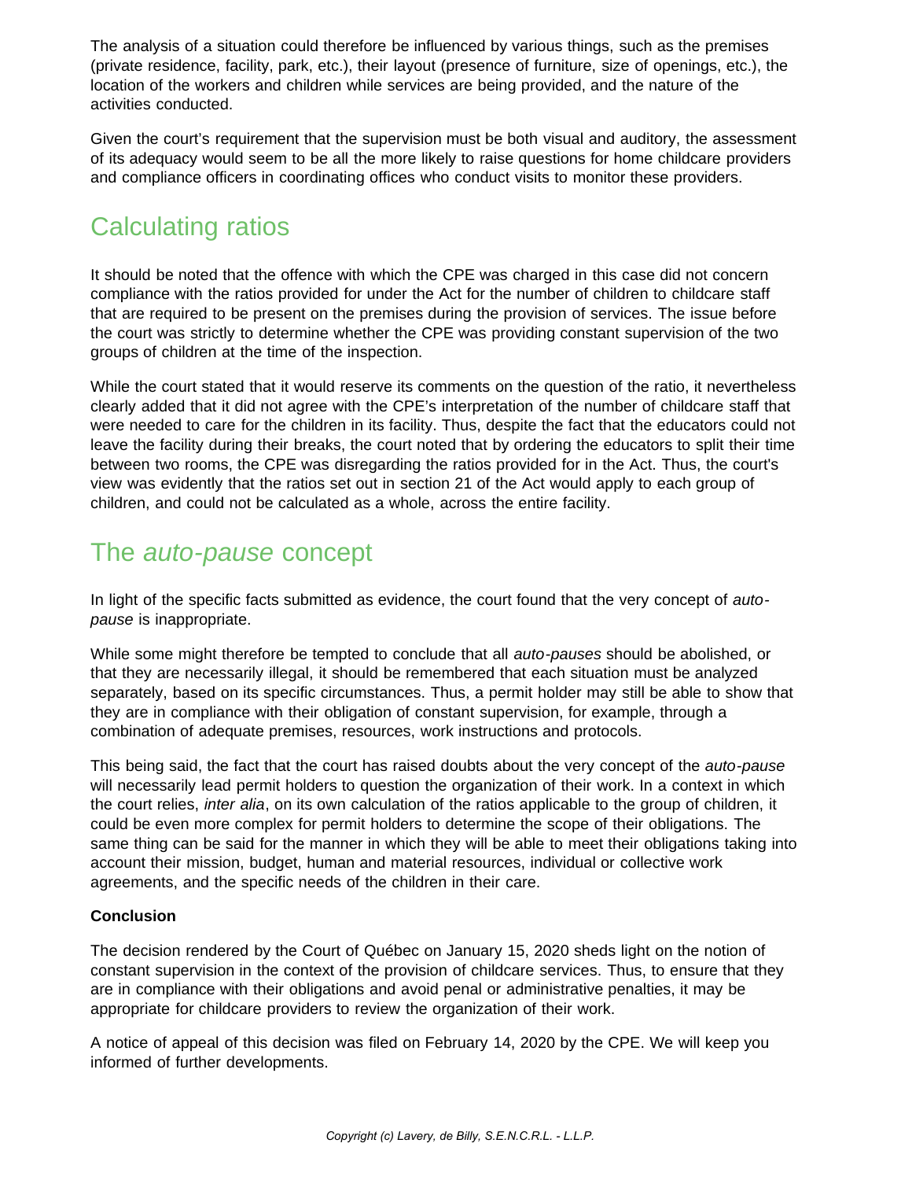The analysis of a situation could therefore be influenced by various things, such as the premises (private residence, facility, park, etc.), their layout (presence of furniture, size of openings, etc.), the location of the workers and children while services are being provided, and the nature of the activities conducted.

Given the court's requirement that the supervision must be both visual and auditory, the assessment of its adequacy would seem to be all the more likely to raise questions for home childcare providers and compliance officers in coordinating offices who conduct visits to monitor these providers.

## Calculating ratios

It should be noted that the offence with which the CPE was charged in this case did not concern compliance with the ratios provided for under the Act for the number of children to childcare staff that are required to be present on the premises during the provision of services. The issue before the court was strictly to determine whether the CPE was providing constant supervision of the two groups of children at the time of the inspection.

While the court stated that it would reserve its comments on the question of the ratio, it nevertheless clearly added that it did not agree with the CPE's interpretation of the number of childcare staff that were needed to care for the children in its facility. Thus, despite the fact that the educators could not leave the facility during their breaks, the court noted that by ordering the educators to split their time between two rooms, the CPE was disregarding the ratios provided for in the Act. Thus, the court's view was evidently that the ratios set out in section 21 of the Act would apply to each group of children, and could not be calculated as a whole, across the entire facility.

## The *auto-pause* concept

In light of the specific facts submitted as evidence, the court found that the very concept of *auto-pause* is inappropriate.

While some might therefore be tempted to conclude that all *auto-pauses* should be abolished, or that they are necessarily illegal, it should be remembered that each situation must be analyzed separately, based on its specific circumstances. Thus, a permit holder may still be able to show that they are in compliance with their obligation of constant supervision, for example, through a combination of adequate premises, resources, work instructions and protocols.

This being said, the fact that the court has raised doubts about the very concept of the *auto-pause* will necessarily lead permit holders to question the organization of their work. In a context in which the court relies, *inter alia*, on its own calculation of the ratios applicable to the group of children, it could be even more complex for permit holders to determine the scope of their obligations. The same thing can be said for the manner in which they will be able to meet their obligations taking into account their mission, budget, human and material resources, individual or collective work agreements, and the specific needs of the children in their care.

**Conclusion**

The decision rendered by the Court of Québec on January 15, 2020 sheds light on the notion of constant supervision in the context of the provision of childcare services. Thus, to ensure that they are in compliance with their obligations and avoid penal or administrative penalties, it may be appropriate for childcare providers to review the organization of their work.

A notice of appeal of this decision was filed on February 14, 2020 by the CPE. We will keep you informed of further developments.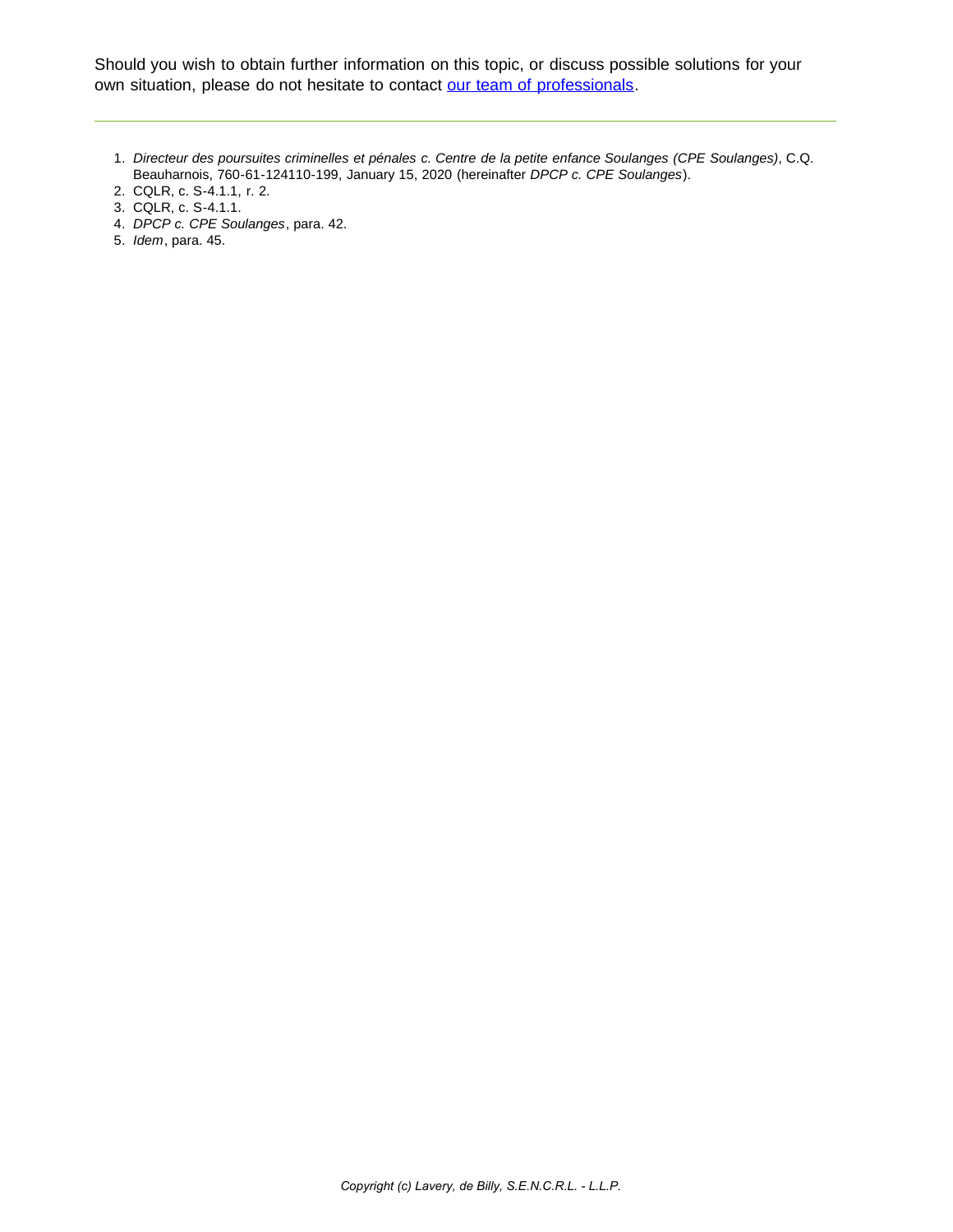Should you wish to obtain further information on this topic, or discuss possible solutions for your own situation, please do not hesitate to contact [our team of professionals](#).

---

1. *Directeur des poursuites criminelles et pénales c. Centre de la petite enfance Soulanges (CPE Soulanges)*, C.Q. Beauharnois, 760-61-124110-199, January 15, 2020 (hereinafter *DPCP c. CPE Soulanges*).
2. CQLR, c. S-4.1.1, r. 2.
3. CQLR, c. S-4.1.1.
4. *DPCP c. CPE Soulanges*, para. 42.
5. *Idem*, para. 45.

*Copyright (c) Lavery, de Billy, S.E.N.C.R.L. - L.L.P.*